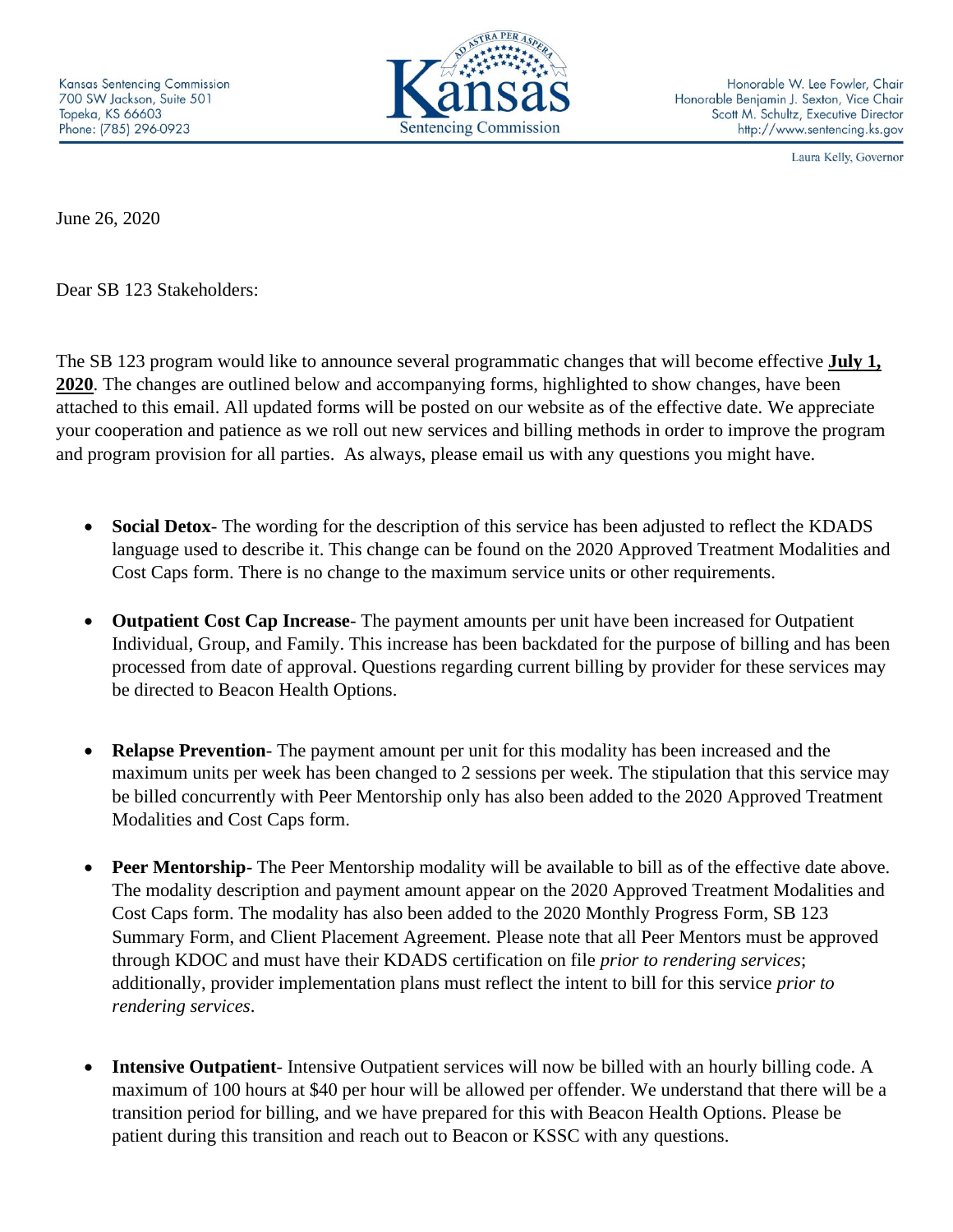Kansas Sentencing Commission
700 SW Jackson, Suite 501
Topeka, KS 66603
Phone: (785) 296-0923

Kansas Sentencing Commission

Honorable W. Lee Fowler, Chair
Honorable Benjamin J. Sexton, Vice Chair
Scott M. Schultz, Executive Director
http://www.sentencing.ks.gov

Laura Kelly, Governor

June 26, 2020

Dear SB 123 Stakeholders:

The SB 123 program would like to announce several programmatic changes that will become effective **July 1, 2020**. The changes are outlined below and accompanying forms, highlighted to show changes, have been attached to this email. All updated forms will be posted on our website as of the effective date. We appreciate your cooperation and patience as we roll out new services and billing methods in order to improve the program and program provision for all parties. As always, please email us with any questions you might have.

- **Social Detox**- The wording for the description of this service has been adjusted to reflect the KDADS language used to describe it. This change can be found on the 2020 Approved Treatment Modalities and Cost Caps form. There is no change to the maximum service units or other requirements.

- **Outpatient Cost Cap Increase**- The payment amounts per unit have been increased for Outpatient Individual, Group, and Family. This increase has been backdated for the purpose of billing and has been processed from date of approval. Questions regarding current billing by provider for these services may be directed to Beacon Health Options.

- **Relapse Prevention**- The payment amount per unit for this modality has been increased and the maximum units per week has been changed to 2 sessions per week. The stipulation that this service may be billed concurrently with Peer Mentorship only has also been added to the 2020 Approved Treatment Modalities and Cost Caps form.

- **Peer Mentorship**- The Peer Mentorship modality will be available to bill as of the effective date above. The modality description and payment amount appear on the 2020 Approved Treatment Modalities and Cost Caps form. The modality has also been added to the 2020 Monthly Progress Form, SB 123 Summary Form, and Client Placement Agreement. Please note that all Peer Mentors must be approved through KDOC and must have their KDADS certification on file *prior to rendering services*; additionally, provider implementation plans must reflect the intent to bill for this service *prior to rendering services*.

- **Intensive Outpatient**- Intensive Outpatient services will now be billed with an hourly billing code. A maximum of 100 hours at $40 per hour will be allowed per offender. We understand that there will be a transition period for billing, and we have prepared for this with Beacon Health Options. Please be patient during this transition and reach out to Beacon or KSSC with any questions.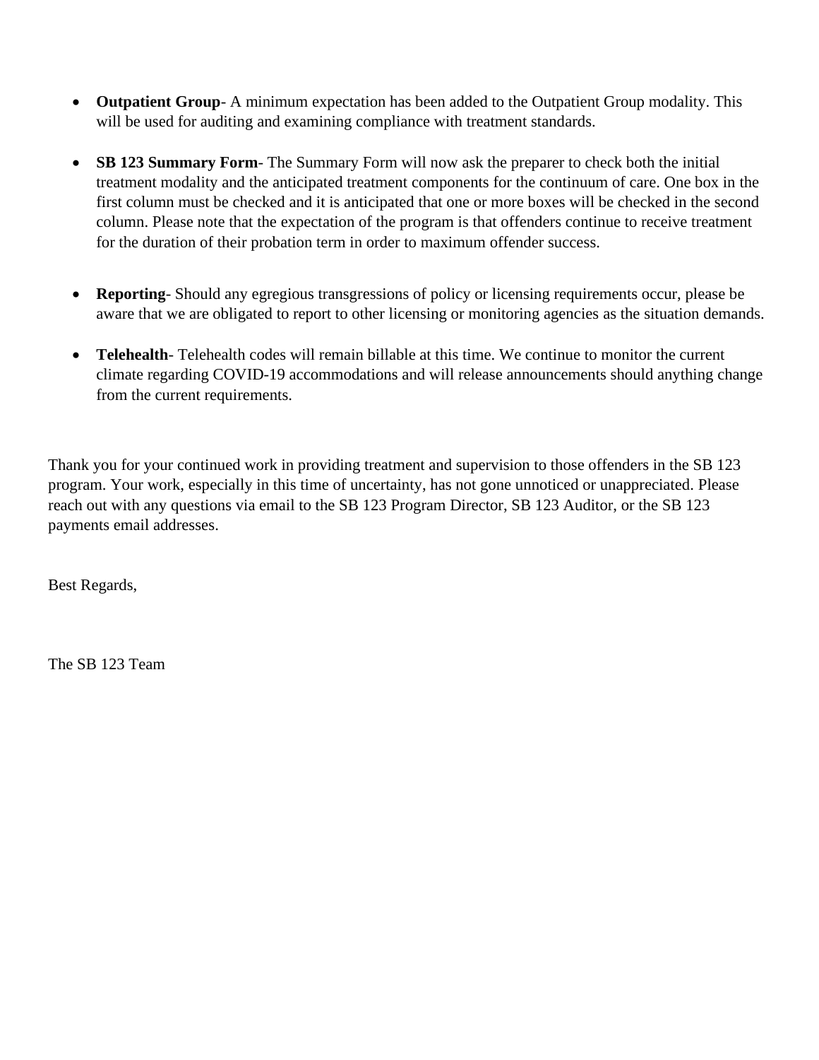- **Outpatient Group**- A minimum expectation has been added to the Outpatient Group modality. This will be used for auditing and examining compliance with treatment standards.

- **SB 123 Summary Form**- The Summary Form will now ask the preparer to check both the initial treatment modality and the anticipated treatment components for the continuum of care. One box in the first column must be checked and it is anticipated that one or more boxes will be checked in the second column. Please note that the expectation of the program is that offenders continue to receive treatment for the duration of their probation term in order to maximum offender success.

- **Reporting**- Should any egregious transgressions of policy or licensing requirements occur, please be aware that we are obligated to report to other licensing or monitoring agencies as the situation demands.

- **Telehealth**- Telehealth codes will remain billable at this time. We continue to monitor the current climate regarding COVID-19 accommodations and will release announcements should anything change from the current requirements.

Thank you for your continued work in providing treatment and supervision to those offenders in the SB 123 program. Your work, especially in this time of uncertainty, has not gone unnoticed or unappreciated. Please reach out with any questions via email to the SB 123 Program Director, SB 123 Auditor, or the SB 123 payments email addresses.

Best Regards,

The SB 123 Team